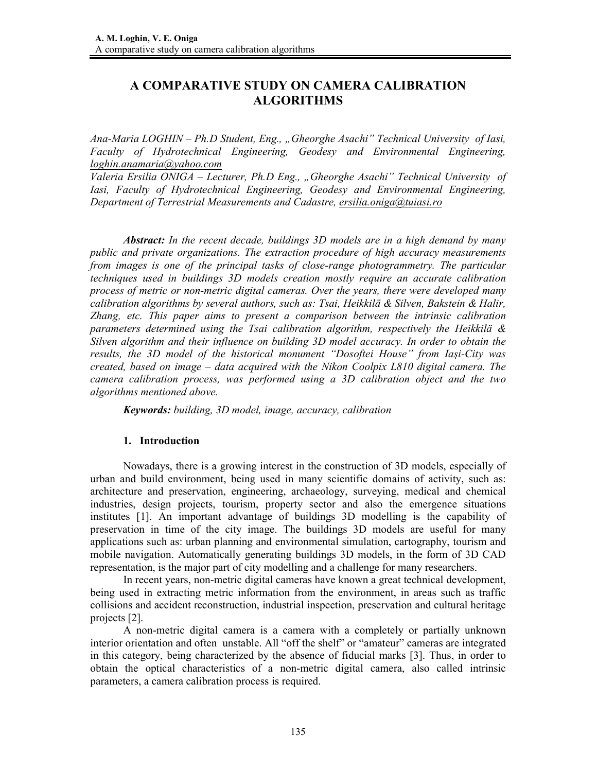# A COMPARATIVE STUDY ON CAMERA CALIBRATION ALGORITHMS

*Ana-Maria LOGHIN – Ph.D Student, Eng., „Gheorghe Asachi" Technical University of Iasi, Faculty of Hydrotechnical Engineering, Geodesy and Environmental Engineering, loghin.anamaria@yahoo.com*

*Valeria Ersilia ONIGA – Lecturer, Ph.D Eng., „Gheorghe Asachi" Technical University of Iasi, Faculty of Hydrotechnical Engineering, Geodesy and Environmental Engineering, Department of Terrestrial Measurements and Cadastre, ersilia.oniga@tuiasi.ro*

***Abstract:*** *In the recent decade, buildings 3D models are in a high demand by many public and private organizations. The extraction procedure of high accuracy measurements from images is one of the principal tasks of close-range photogrammetry. The particular techniques used in buildings 3D models creation mostly require an accurate calibration process of metric or non-metric digital cameras. Over the years, there were developed many calibration algorithms by several authors, such as: Tsai, Heikkilä & Silven, Bakstein & Halir, Zhang, etc. This paper aims to present a comparison between the intrinsic calibration parameters determined using the Tsai calibration algorithm, respectively the Heikkilä & Silven algorithm and their influence on building 3D model accuracy. In order to obtain the results, the 3D model of the historical monument "Dosoftei House" from Iaşi-City was created, based on image – data acquired with the Nikon Coolpix L810 digital camera. The camera calibration process, was performed using a 3D calibration object and the two algorithms mentioned above.*

***Keywords:*** *building, 3D model, image, accuracy, calibration*

## 1. Introduction

Nowadays, there is a growing interest in the construction of 3D models, especially of urban and build environment, being used in many scientific domains of activity, such as: architecture and preservation, engineering, archaeology, surveying, medical and chemical industries, design projects, tourism, property sector and also the emergence situations institutes [1]. An important advantage of buildings 3D modelling is the capability of preservation in time of the city image. The buildings 3D models are useful for many applications such as: urban planning and environmental simulation, cartography, tourism and mobile navigation. Automatically generating buildings 3D models, in the form of 3D CAD representation, is the major part of city modelling and a challenge for many researchers.

In recent years, non-metric digital cameras have known a great technical development, being used in extracting metric information from the environment, in areas such as traffic collisions and accident reconstruction, industrial inspection, preservation and cultural heritage projects [2].

A non-metric digital camera is a camera with a completely or partially unknown interior orientation and often unstable. All "off the shelf" or "amateur" cameras are integrated in this category, being characterized by the absence of fiducial marks [3]. Thus, in order to obtain the optical characteristics of a non-metric digital camera, also called intrinsic parameters, a camera calibration process is required.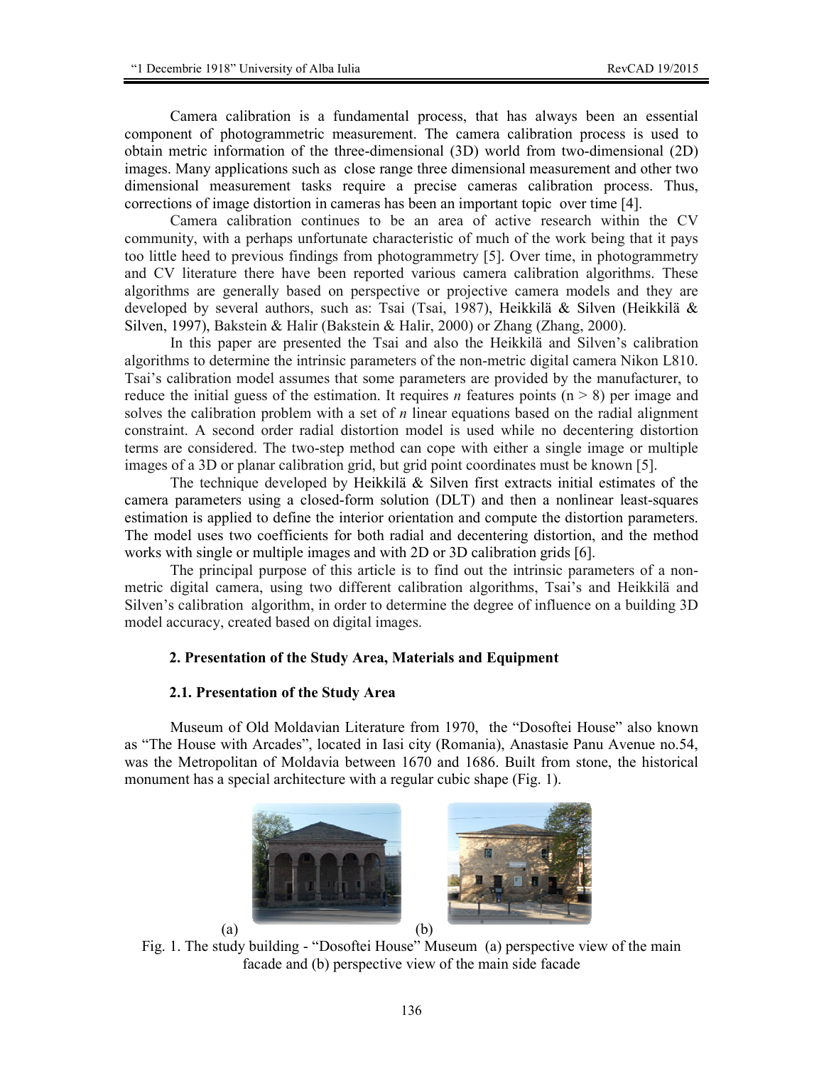Camera calibration is a fundamental process, that has always been an essential component of photogrammetric measurement. The camera calibration process is used to obtain metric information of the three-dimensional (3D) world from two-dimensional (2D) images. Many applications such as close range three dimensional measurement and other two dimensional measurement tasks require a precise cameras calibration process. Thus, corrections of image distortion in cameras has been an important topic over time [4].

Camera calibration continues to be an area of active research within the CV community, with a perhaps unfortunate characteristic of much of the work being that it pays too little heed to previous findings from photogrammetry [5]. Over time, in photogrammetry and CV literature there have been reported various camera calibration algorithms. These algorithms are generally based on perspective or projective camera models and they are developed by several authors, such as: Tsai (Tsai, 1987), Heikkilä & Silven (Heikkilä & Silven, 1997), Bakstein & Halir (Bakstein & Halir, 2000) or Zhang (Zhang, 2000).

In this paper are presented the Tsai and also the Heikkilä and Silven's calibration algorithms to determine the intrinsic parameters of the non-metric digital camera Nikon L810. Tsai's calibration model assumes that some parameters are provided by the manufacturer, to reduce the initial guess of the estimation. It requires *n* features points ($n > 8$) per image and solves the calibration problem with a set of *n* linear equations based on the radial alignment constraint. A second order radial distortion model is used while no decentering distortion terms are considered. The two-step method can cope with either a single image or multiple images of a 3D or planar calibration grid, but grid point coordinates must be known [5].

The technique developed by Heikkilä & Silven first extracts initial estimates of the camera parameters using a closed-form solution (DLT) and then a nonlinear least-squares estimation is applied to define the interior orientation and compute the distortion parameters. The model uses two coefficients for both radial and decentering distortion, and the method works with single or multiple images and with 2D or 3D calibration grids [6].

The principal purpose of this article is to find out the intrinsic parameters of a non-metric digital camera, using two different calibration algorithms, Tsai's and Heikkilä and Silven's calibration algorithm, in order to determine the degree of influence on a building 3D model accuracy, created based on digital images.

## 2. Presentation of the Study Area, Materials and Equipment

### 2.1. Presentation of the Study Area

Museum of Old Moldavian Literature from 1970, the "Dosoftei House" also known as "The House with Arcades", located in Iasi city (Romania), Anastasie Panu Avenue no.54, was the Metropolitan of Moldavia between 1670 and 1686. Built from stone, the historical monument has a special architecture with a regular cubic shape (Fig. 1).

(a) (b)

Fig. 1. The study building - "Dosoftei House" Museum (a) perspective view of the main facade and (b) perspective view of the main side facade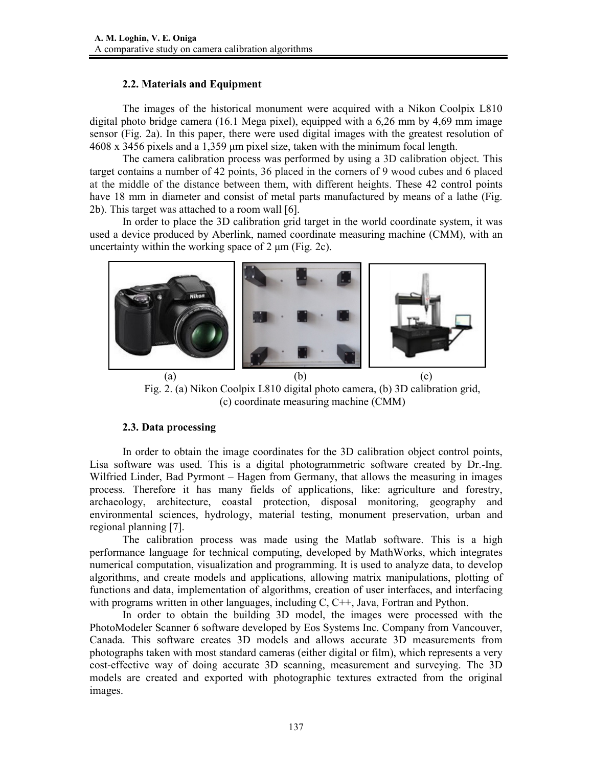### 2.2. Materials and Equipment

The images of the historical monument were acquired with a Nikon Coolpix L810 digital photo bridge camera (16.1 Mega pixel), equipped with a 6,26 mm by 4,69 mm image sensor (Fig. 2a). In this paper, there were used digital images with the greatest resolution of 4608 x 3456 pixels and a 1,359 μm pixel size, taken with the minimum focal length.

The camera calibration process was performed by using a 3D calibration object. This target contains a number of 42 points, 36 placed in the corners of 9 wood cubes and 6 placed at the middle of the distance between them, with different heights. These 42 control points have 18 mm in diameter and consist of metal parts manufactured by means of a lathe (Fig. 2b). This target was attached to a room wall [6].

In order to place the 3D calibration grid target in the world coordinate system, it was used a device produced by Aberlink, named coordinate measuring machine (CMM), with an uncertainty within the working space of 2 μm (Fig. 2c).

(a) (b) (c)

Fig. 2. (a) Nikon Coolpix L810 digital photo camera, (b) 3D calibration grid, (c) coordinate measuring machine (CMM)

### 2.3. Data processing

In order to obtain the image coordinates for the 3D calibration object control points, Lisa software was used. This is a digital photogrammetric software created by Dr.-Ing. Wilfried Linder, Bad Pyrmont – Hagen from Germany, that allows the measuring in images process. Therefore it has many fields of applications, like: agriculture and forestry, archaeology, architecture, coastal protection, disposal monitoring, geography and environmental sciences, hydrology, material testing, monument preservation, urban and regional planning [7].

The calibration process was made using the Matlab software. This is a high performance language for technical computing, developed by MathWorks, which integrates numerical computation, visualization and programming. It is used to analyze data, to develop algorithms, and create models and applications, allowing matrix manipulations, plotting of functions and data, implementation of algorithms, creation of user interfaces, and interfacing with programs written in other languages, including C, C++, Java, Fortran and Python.

In order to obtain the building 3D model, the images were processed with the PhotoModeler Scanner 6 software developed by Eos Systems Inc. Company from Vancouver, Canada. This software creates 3D models and allows accurate 3D measurements from photographs taken with most standard cameras (either digital or film), which represents a very cost-effective way of doing accurate 3D scanning, measurement and surveying. The 3D models are created and exported with photographic textures extracted from the original images.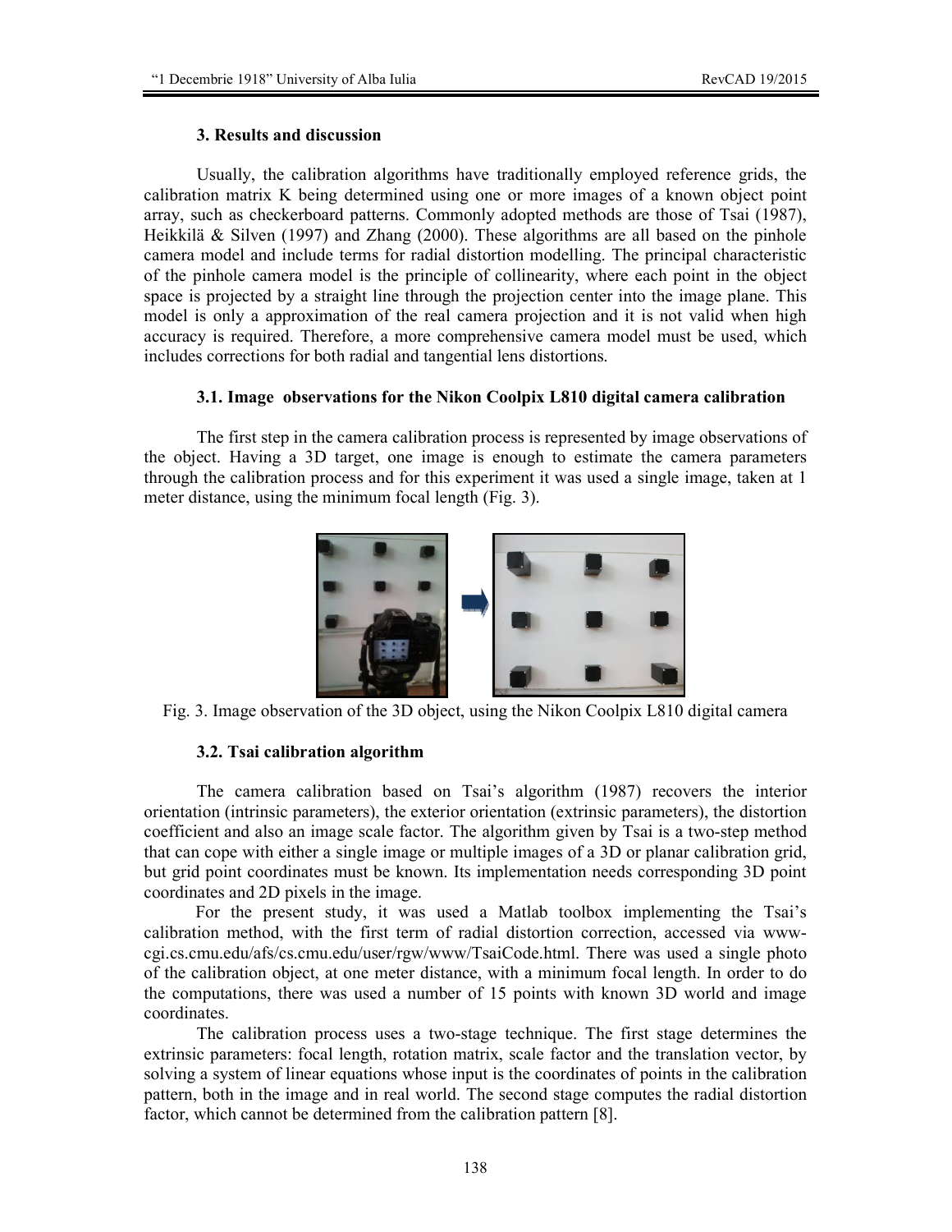### 3. Results and discussion

Usually, the calibration algorithms have traditionally employed reference grids, the calibration matrix K being determined using one or more images of a known object point array, such as checkerboard patterns. Commonly adopted methods are those of Tsai (1987), Heikkilä & Silven (1997) and Zhang (2000). These algorithms are all based on the pinhole camera model and include terms for radial distortion modelling. The principal characteristic of the pinhole camera model is the principle of collinearity, where each point in the object space is projected by a straight line through the projection center into the image plane. This model is only a approximation of the real camera projection and it is not valid when high accuracy is required. Therefore, a more comprehensive camera model must be used, which includes corrections for both radial and tangential lens distortions.

#### 3.1. Image observations for the Nikon Coolpix L810 digital camera calibration

The first step in the camera calibration process is represented by image observations of the object. Having a 3D target, one image is enough to estimate the camera parameters through the calibration process and for this experiment it was used a single image, taken at 1 meter distance, using the minimum focal length (Fig. 3).

Fig. 3. Image observation of the 3D object, using the Nikon Coolpix L810 digital camera

#### 3.2. Tsai calibration algorithm

The camera calibration based on Tsai's algorithm (1987) recovers the interior orientation (intrinsic parameters), the exterior orientation (extrinsic parameters), the distortion coefficient and also an image scale factor. The algorithm given by Tsai is a two-step method that can cope with either a single image or multiple images of a 3D or planar calibration grid, but grid point coordinates must be known. Its implementation needs corresponding 3D point coordinates and 2D pixels in the image.

For the present study, it was used a Matlab toolbox implementing the Tsai's calibration method, with the first term of radial distortion correction, accessed via www-cgi.cs.cmu.edu/afs/cs.cmu.edu/user/rgw/www/TsaiCode.html. There was used a single photo of the calibration object, at one meter distance, with a minimum focal length. In order to do the computations, there was used a number of 15 points with known 3D world and image coordinates.

The calibration process uses a two-stage technique. The first stage determines the extrinsic parameters: focal length, rotation matrix, scale factor and the translation vector, by solving a system of linear equations whose input is the coordinates of points in the calibration pattern, both in the image and in real world. The second stage computes the radial distortion factor, which cannot be determined from the calibration pattern [8].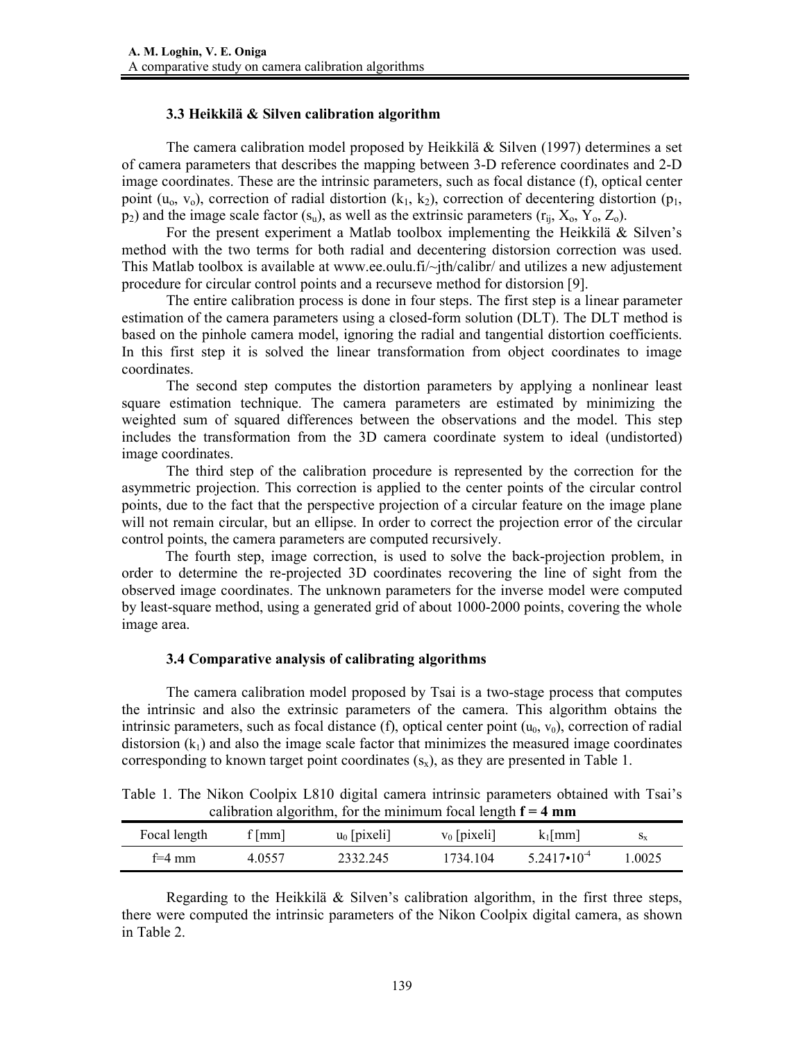### 3.3 Heikkilä & Silven calibration algorithm

The camera calibration model proposed by Heikkilä & Silven (1997) determines a set of camera parameters that describes the mapping between 3-D reference coordinates and 2-D image coordinates. These are the intrinsic parameters, such as focal distance (f), optical center point ($u_o$, $v_o$), correction of radial distortion ($k_1$, $k_2$), correction of decentering distortion ($p_1$, $p_2$) and the image scale factor ($s_u$), as well as the extrinsic parameters ($r_{ij}$, $X_o$, $Y_o$, $Z_o$).

For the present experiment a Matlab toolbox implementing the Heikkilä & Silven's method with the two terms for both radial and decentering distorsion correction was used. This Matlab toolbox is available at www.ee.oulu.fi/~jth/calibr/ and utilizes a new adjustement procedure for circular control points and a recurseve method for distorsion [9].

The entire calibration process is done in four steps. The first step is a linear parameter estimation of the camera parameters using a closed-form solution (DLT). The DLT method is based on the pinhole camera model, ignoring the radial and tangential distortion coefficients. In this first step it is solved the linear transformation from object coordinates to image coordinates.

The second step computes the distortion parameters by applying a nonlinear least square estimation technique. The camera parameters are estimated by minimizing the weighted sum of squared differences between the observations and the model. This step includes the transformation from the 3D camera coordinate system to ideal (undistorted) image coordinates.

The third step of the calibration procedure is represented by the correction for the asymmetric projection. This correction is applied to the center points of the circular control points, due to the fact that the perspective projection of a circular feature on the image plane will not remain circular, but an ellipse. In order to correct the projection error of the circular control points, the camera parameters are computed recursively.

The fourth step, image correction, is used to solve the back-projection problem, in order to determine the re-projected 3D coordinates recovering the line of sight from the observed image coordinates. The unknown parameters for the inverse model were computed by least-square method, using a generated grid of about 1000-2000 points, covering the whole image area.

### 3.4 Comparative analysis of calibrating algorithms

The camera calibration model proposed by Tsai is a two-stage process that computes the intrinsic and also the extrinsic parameters of the camera. This algorithm obtains the intrinsic parameters, such as focal distance (f), optical center point ($u_0$, $v_0$), correction of radial distorsion ($k_1$) and also the image scale factor that minimizes the measured image coordinates corresponding to known target point coordinates ($s_x$), as they are presented in Table 1.

Table 1. The Nikon Coolpix L810 digital camera intrinsic parameters obtained with Tsai's calibration algorithm, for the minimum focal length **f = 4 mm**

| Focal length | f [mm] | $u_0$ [pixeli] | $v_0$ [pixeli] | $k_1$[mm] | $s_x$ |
|---|---|---|---|---|---|
| f=4 mm | 4.0557 | 2332.245 | 1734.104 | $5.2417 \cdot 10^{-4}$ | 1.0025 |

Regarding to the Heikkilä & Silven's calibration algorithm, in the first three steps, there were computed the intrinsic parameters of the Nikon Coolpix digital camera, as shown in Table 2.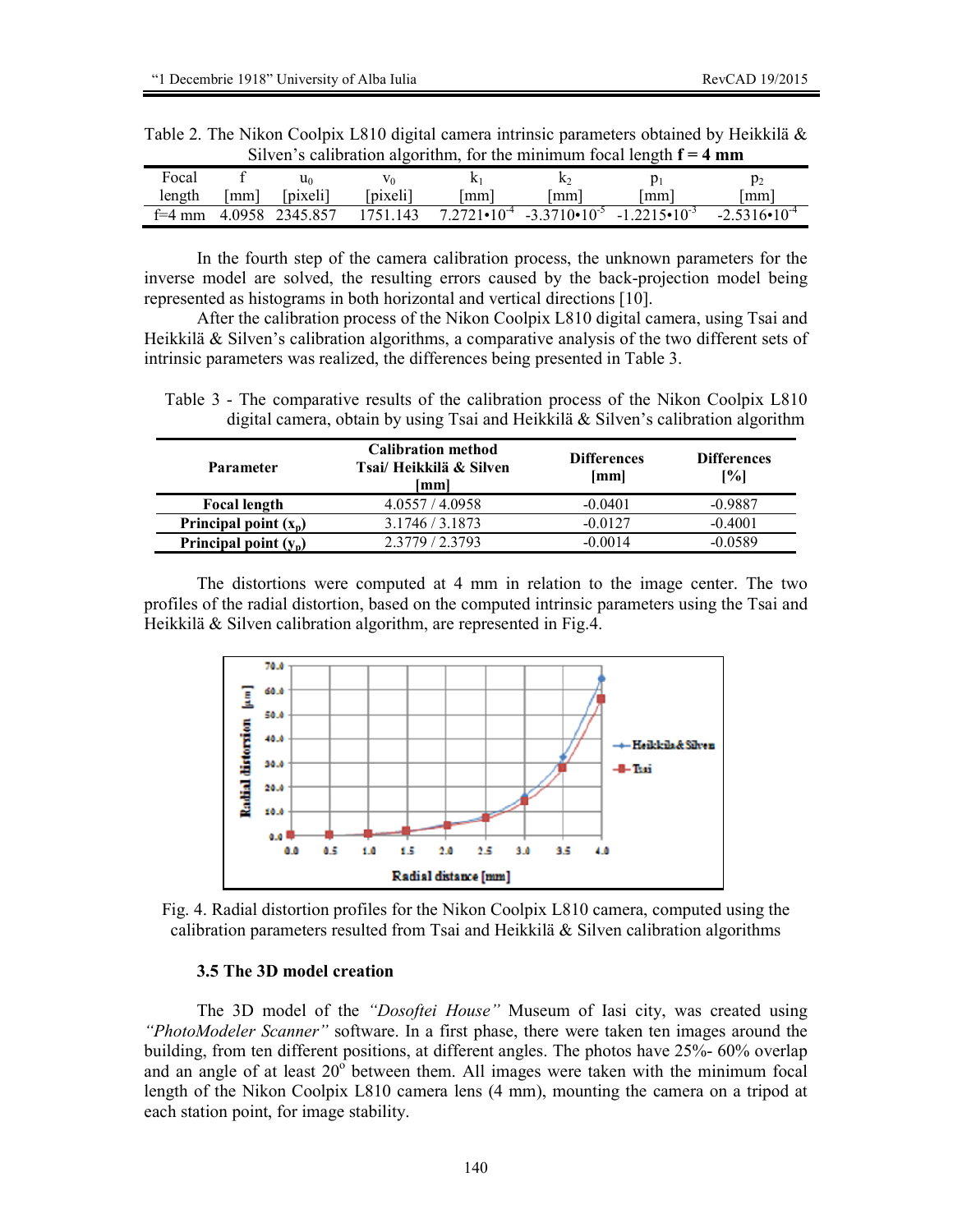Table 2. The Nikon Coolpix L810 digital camera intrinsic parameters obtained by Heikkilä & Silven's calibration algorithm, for the minimum focal length **f = 4 mm**

| Focal length | f [mm] | $u_0$ [pixeli] | $v_0$ [pixeli] | $k_1$ [mm] | $k_2$ [mm] | $p_1$ [mm] | $p_2$ [mm] |
|---|---|---|---|---|---|---|---|
| f=4 mm | 4.0958 | 2345.857 | 1751.143 | $7.2721 \cdot 10^{-4}$ | $-3.3710 \cdot 10^{-5}$ | $-1.2215 \cdot 10^{-3}$ | $-2.5316 \cdot 10^{-4}$ |

In the fourth step of the camera calibration process, the unknown parameters for the inverse model are solved, the resulting errors caused by the back-projection model being represented as histograms in both horizontal and vertical directions [10].

After the calibration process of the Nikon Coolpix L810 digital camera, using Tsai and Heikkilä & Silven's calibration algorithms, a comparative analysis of the two different sets of intrinsic parameters was realized, the differences being presented in Table 3.

Table 3 - The comparative results of the calibration process of the Nikon Coolpix L810 digital camera, obtain by using Tsai and Heikkilä & Silven's calibration algorithm

| Parameter | Calibration method Tsai/ Heikkilä & Silven [mm] | Differences [mm] | Differences [%] |
|---|---|---|---|
| **Focal length** | 4.0557 / 4.0958 | -0.0401 | -0.9887 |
| **Principal point ($x_p$)** | 3.1746 / 3.1873 | -0.0127 | -0.4001 |
| **Principal point ($y_p$)** | 2.3779 / 2.3793 | -0.0014 | -0.0589 |

The distortions were computed at 4 mm in relation to the image center. The two profiles of the radial distortion, based on the computed intrinsic parameters using the Tsai and Heikkilä & Silven calibration algorithm, are represented in Fig.4.

Fig. 4. Radial distortion profiles for the Nikon Coolpix L810 camera, computed using the calibration parameters resulted from Tsai and Heikkilä & Silven calibration algorithms

### 3.5 The 3D model creation

The 3D model of the *"Dosoftei House"* Museum of Iasi city, was created using *"PhotoModeler Scanner"* software. In a first phase, there were taken ten images around the building, from ten different positions, at different angles. The photos have 25%- 60% overlap and an angle of at least 20$^o$ between them. All images were taken with the minimum focal length of the Nikon Coolpix L810 camera lens (4 mm), mounting the camera on a tripod at each station point, for image stability.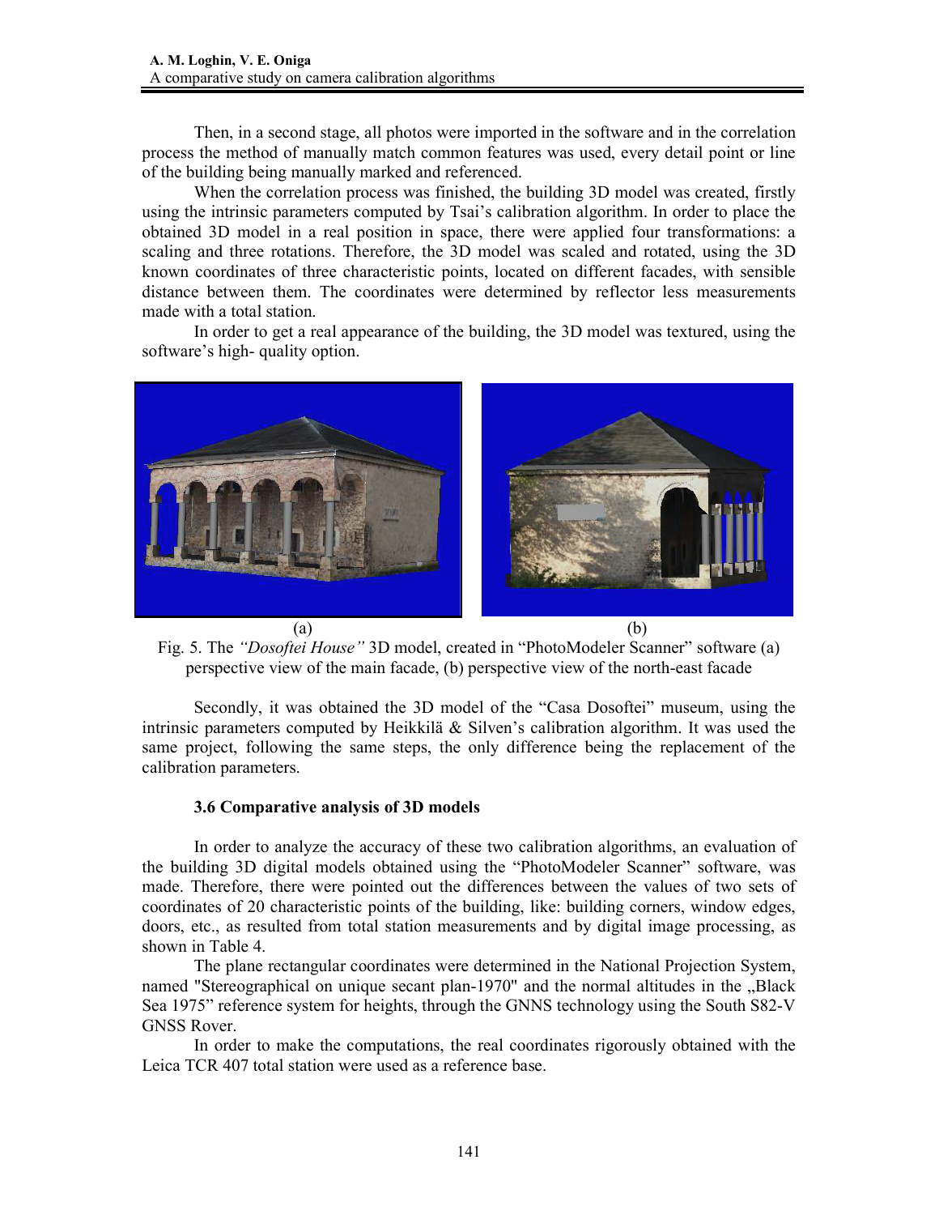Then, in a second stage, all photos were imported in the software and in the correlation process the method of manually match common features was used, every detail point or line of the building being manually marked and referenced.

When the correlation process was finished, the building 3D model was created, firstly using the intrinsic parameters computed by Tsai's calibration algorithm. In order to place the obtained 3D model in a real position in space, there were applied four transformations: a scaling and three rotations. Therefore, the 3D model was scaled and rotated, using the 3D known coordinates of three characteristic points, located on different facades, with sensible distance between them. The coordinates were determined by reflector less measurements made with a total station.

In order to get a real appearance of the building, the 3D model was textured, using the software's high- quality option.

(a) (b)

Fig. 5. The *"Dosoftei House"* 3D model, created in "PhotoModeler Scanner" software (a) perspective view of the main facade, (b) perspective view of the north-east facade

Secondly, it was obtained the 3D model of the "Casa Dosoftei" museum, using the intrinsic parameters computed by Heikkilä & Silven's calibration algorithm. It was used the same project, following the same steps, the only difference being the replacement of the calibration parameters.

### 3.6 Comparative analysis of 3D models

In order to analyze the accuracy of these two calibration algorithms, an evaluation of the building 3D digital models obtained using the "PhotoModeler Scanner" software, was made. Therefore, there were pointed out the differences between the values of two sets of coordinates of 20 characteristic points of the building, like: building corners, window edges, doors, etc., as resulted from total station measurements and by digital image processing, as shown in Table 4.

The plane rectangular coordinates were determined in the National Projection System, named "Stereographical on unique secant plan-1970" and the normal altitudes in the „Black Sea 1975" reference system for heights, through the GNNS technology using the South S82-V GNSS Rover.

In order to make the computations, the real coordinates rigorously obtained with the Leica TCR 407 total station were used as a reference base.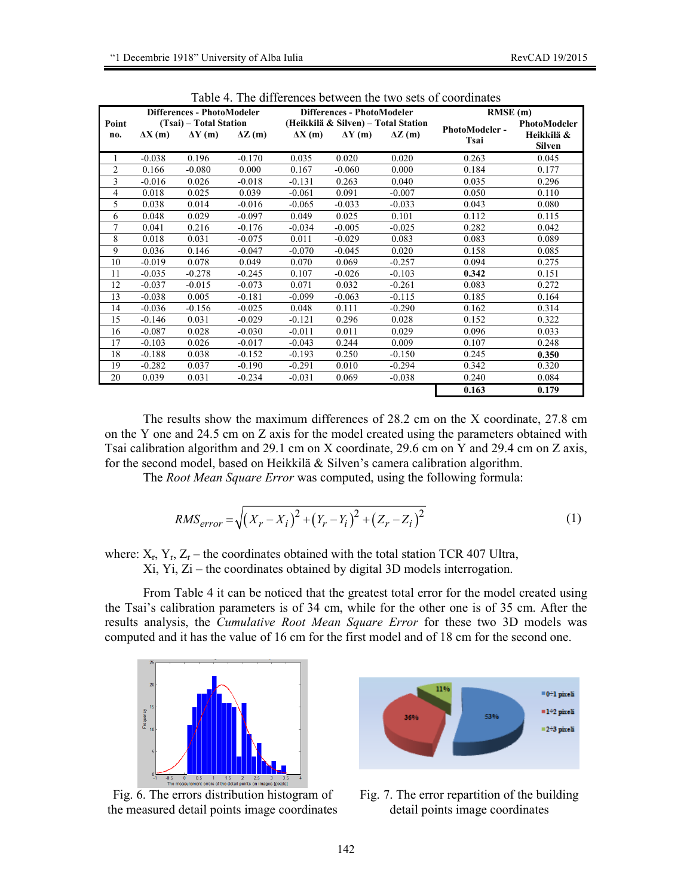Table 4. The differences between the two sets of coordinates

| Point no. | Differences - PhotoModeler (Tsai) – Total Station | | | Differences - PhotoModeler (Heikkilä & Silven) – Total Station | | | RMSE (m) | |
|---|---|---|---|---|---|---|---|---|
| | ΔX (m) | ΔY (m) | ΔZ (m) | ΔX (m) | ΔY (m) | ΔZ (m) | PhotoModeler - Tsai | PhotoModeler Heikkilä & Silven |
| 1 | -0.038 | 0.196 | -0.170 | 0.035 | 0.020 | 0.020 | 0.263 | 0.045 |
| 2 | 0.166 | -0.080 | 0.000 | 0.167 | -0.060 | 0.000 | 0.184 | 0.177 |
| 3 | -0.016 | 0.026 | -0.018 | -0.131 | 0.263 | 0.040 | 0.035 | 0.296 |
| 4 | 0.018 | 0.025 | 0.039 | -0.061 | 0.091 | -0.007 | 0.050 | 0.110 |
| 5 | 0.038 | 0.014 | -0.016 | -0.065 | -0.033 | -0.033 | 0.043 | 0.080 |
| 6 | 0.048 | 0.029 | -0.097 | 0.049 | 0.025 | 0.101 | 0.112 | 0.115 |
| 7 | 0.041 | 0.216 | -0.176 | -0.034 | -0.005 | -0.025 | 0.282 | 0.042 |
| 8 | 0.018 | 0.031 | -0.075 | 0.011 | -0.029 | 0.083 | 0.083 | 0.089 |
| 9 | 0.036 | 0.146 | -0.047 | -0.070 | -0.045 | 0.020 | 0.158 | 0.085 |
| 10 | -0.019 | 0.078 | 0.049 | 0.070 | 0.069 | -0.257 | 0.094 | 0.275 |
| 11 | -0.035 | -0.278 | -0.245 | 0.107 | -0.026 | -0.103 | **0.342** | 0.151 |
| 12 | -0.037 | -0.015 | -0.073 | 0.071 | 0.032 | -0.261 | 0.083 | 0.272 |
| 13 | -0.038 | 0.005 | -0.181 | -0.099 | -0.063 | -0.115 | 0.185 | 0.164 |
| 14 | -0.036 | -0.156 | -0.025 | 0.048 | 0.111 | -0.290 | 0.162 | 0.314 |
| 15 | -0.146 | 0.031 | -0.029 | -0.121 | 0.296 | 0.028 | 0.152 | 0.322 |
| 16 | -0.087 | 0.028 | -0.030 | -0.011 | 0.011 | 0.029 | 0.096 | 0.033 |
| 17 | -0.103 | 0.026 | -0.017 | -0.043 | 0.244 | 0.009 | 0.107 | 0.248 |
| 18 | -0.188 | 0.038 | -0.152 | -0.193 | 0.250 | -0.150 | 0.245 | **0.350** |
| 19 | -0.282 | 0.037 | -0.190 | -0.291 | 0.010 | -0.294 | 0.342 | 0.320 |
| 20 | 0.039 | 0.031 | -0.234 | -0.031 | 0.069 | -0.038 | 0.240 | 0.084 |
| | | | | | | | **0.163** | **0.179** |

The results show the maximum differences of 28.2 cm on the X coordinate, 27.8 cm on the Y one and 24.5 cm on Z axis for the model created using the parameters obtained with Tsai calibration algorithm and 29.1 cm on X coordinate, 29.6 cm on Y and 29.4 cm on Z axis, for the second model, based on Heikkilä & Silven's camera calibration algorithm.

The *Root Mean Square Error* was computed, using the following formula:

$$RMS_{error} = \sqrt{(X_r - X_i)^2 + (Y_r - Y_i)^2 + (Z_r - Z_i)^2} \quad (1)$$

where: $X_r$, $Y_r$, $Z_r$ – the coordinates obtained with the total station TCR 407 Ultra,
$X_i$, $Y_i$, $Z_i$ – the coordinates obtained by digital 3D models interrogation.

From Table 4 it can be noticed that the greatest total error for the model created using the Tsai's calibration parameters is of 34 cm, while for the other one is of 35 cm. After the results analysis, the *Cumulative Root Mean Square Error* for these two 3D models was computed and it has the value of 16 cm for the first model and of 18 cm for the second one.

Fig. 6. The errors distribution histogram of the measured detail points image coordinates

Fig. 7. The error repartition of the building detail points image coordinates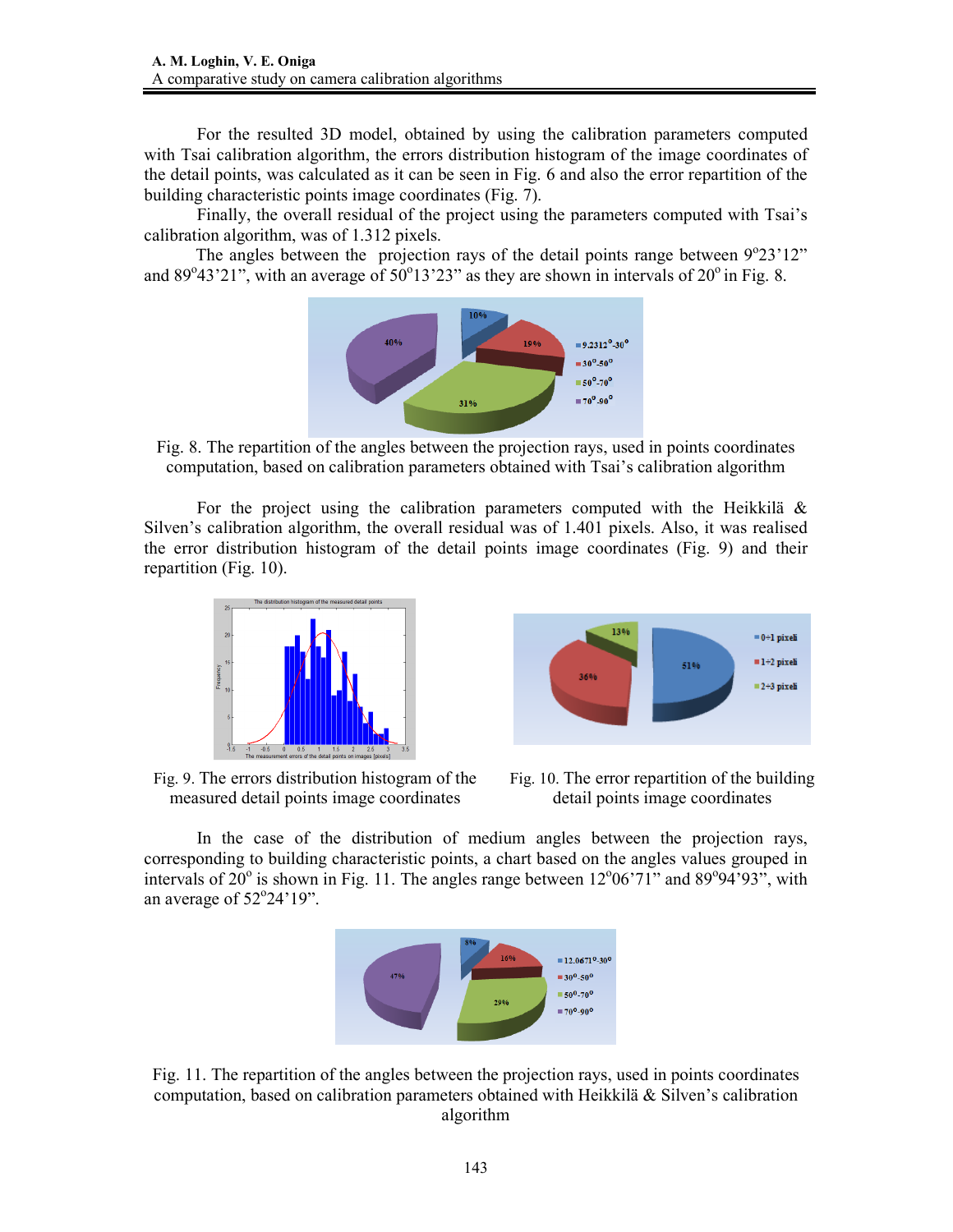For the resulted 3D model, obtained by using the calibration parameters computed with Tsai calibration algorithm, the errors distribution histogram of the image coordinates of the detail points, was calculated as it can be seen in Fig. 6 and also the error repartition of the building characteristic points image coordinates (Fig. 7).

Finally, the overall residual of the project using the parameters computed with Tsai's calibration algorithm, was of 1.312 pixels.

The angles between the projection rays of the detail points range between 9°23'12" and 89°43'21", with an average of 50°13'23" as they are shown in intervals of 20° in Fig. 8.

Fig. 8. The repartition of the angles between the projection rays, used in points coordinates computation, based on calibration parameters obtained with Tsai's calibration algorithm

For the project using the calibration parameters computed with the Heikkilä & Silven's calibration algorithm, the overall residual was of 1.401 pixels. Also, it was realised the error distribution histogram of the detail points image coordinates (Fig. 9) and their repartition (Fig. 10).

Fig. 9. The errors distribution histogram of the measured detail points image coordinates

Fig. 10. The error repartition of the building detail points image coordinates

In the case of the distribution of medium angles between the projection rays, corresponding to building characteristic points, a chart based on the angles values grouped in intervals of 20° is shown in Fig. 11. The angles range between 12°06'71" and 89°94'93", with an average of 52°24'19".

Fig. 11. The repartition of the angles between the projection rays, used in points coordinates computation, based on calibration parameters obtained with Heikkilä & Silven's calibration algorithm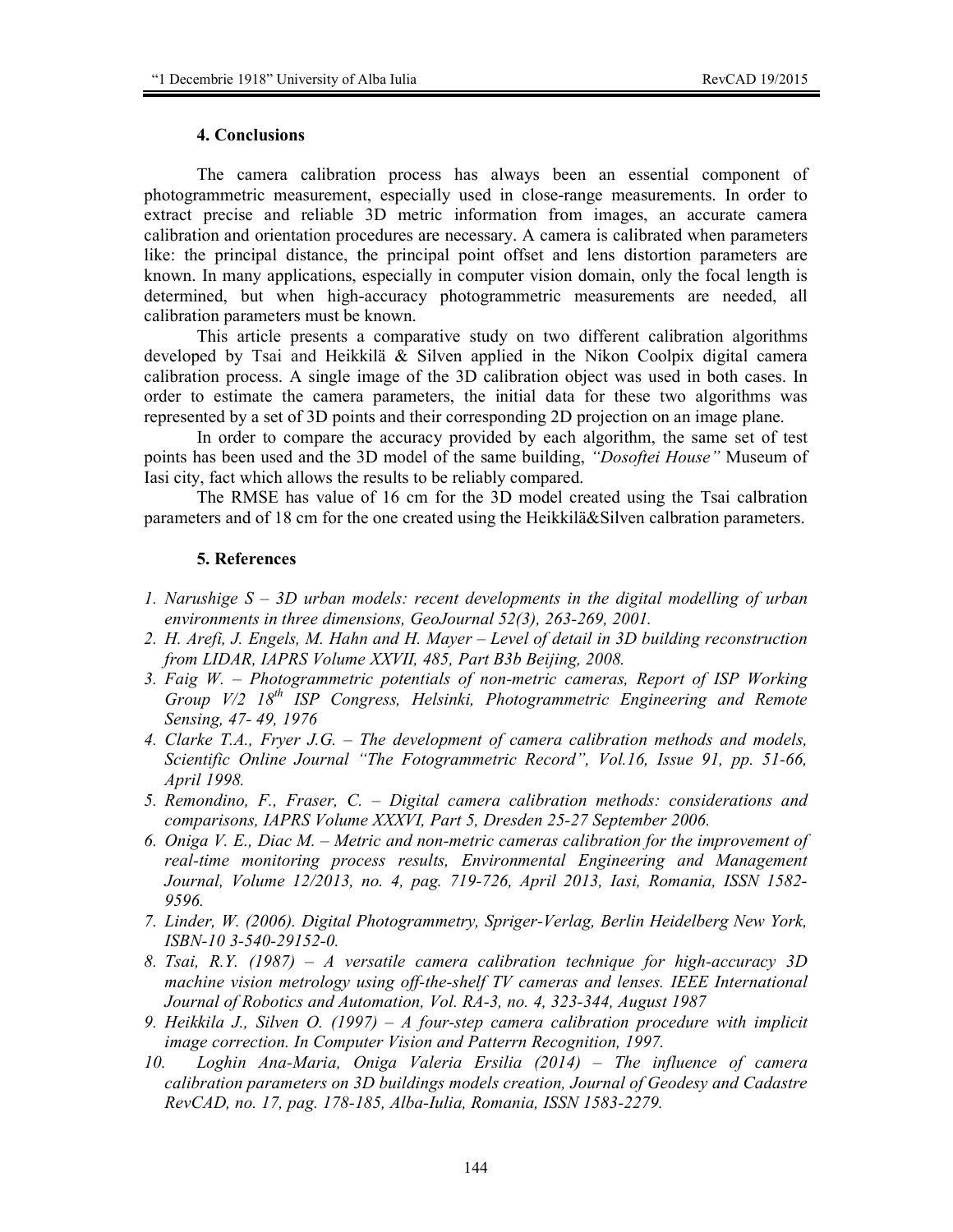## 4. Conclusions

The camera calibration process has always been an essential component of photogrammetric measurement, especially used in close-range measurements. In order to extract precise and reliable 3D metric information from images, an accurate camera calibration and orientation procedures are necessary. A camera is calibrated when parameters like: the principal distance, the principal point offset and lens distortion parameters are known. In many applications, especially in computer vision domain, only the focal length is determined, but when high-accuracy photogrammetric measurements are needed, all calibration parameters must be known.

This article presents a comparative study on two different calibration algorithms developed by Tsai and Heikkilä & Silven applied in the Nikon Coolpix digital camera calibration process. A single image of the 3D calibration object was used in both cases. In order to estimate the camera parameters, the initial data for these two algorithms was represented by a set of 3D points and their corresponding 2D projection on an image plane.

In order to compare the accuracy provided by each algorithm, the same set of test points has been used and the 3D model of the same building, *"Dosoftei House"* Museum of Iasi city, fact which allows the results to be reliably compared.

The RMSE has value of 16 cm for the 3D model created using the Tsai calbration parameters and of 18 cm for the one created using the Heikkilä&Silven calbration parameters.

## 5. References

1. *Narushige S – 3D urban models: recent developments in the digital modelling of urban environments in three dimensions, GeoJournal 52(3), 263-269, 2001.*
2. *H. Arefi, J. Engels, M. Hahn and H. Mayer – Level of detail in 3D building reconstruction from LIDAR, IAPRS Volume XXVII, 485, Part B3b Beijing, 2008.*
3. *Faig W. – Photogrammetric potentials of non-metric cameras, Report of ISP Working Group V/2 18th ISP Congress, Helsinki, Photogrammetric Engineering and Remote Sensing, 47- 49, 1976*
4. *Clarke T.A., Fryer J.G. – The development of camera calibration methods and models, Scientific Online Journal "The Fotogrammetric Record", Vol.16, Issue 91, pp. 51-66, April 1998.*
5. *Remondino, F., Fraser, C. – Digital camera calibration methods: considerations and comparisons, IAPRS Volume XXXVI, Part 5, Dresden 25-27 September 2006.*
6. *Oniga V. E., Diac M. – Metric and non-metric cameras calibration for the improvement of real-time monitoring process results, Environmental Engineering and Management Journal, Volume 12/2013, no. 4, pag. 719-726, April 2013, Iasi, Romania, ISSN 1582-9596.*
7. *Linder, W. (2006). Digital Photogrammetry, Spriger-Verlag, Berlin Heidelberg New York, ISBN-10 3-540-29152-0.*
8. *Tsai, R.Y. (1987) – A versatile camera calibration technique for high-accuracy 3D machine vision metrology using off-the-shelf TV cameras and lenses. IEEE International Journal of Robotics and Automation, Vol. RA-3, no. 4, 323-344, August 1987*
9. *Heikkila J., Silven O. (1997) – A four-step camera calibration procedure with implicit image correction. In Computer Vision and Patterrn Recognition, 1997.*
10. *Loghin Ana-Maria, Oniga Valeria Ersilia (2014) – The influence of camera calibration parameters on 3D buildings models creation, Journal of Geodesy and Cadastre RevCAD, no. 17, pag. 178-185, Alba-Iulia, Romania, ISSN 1583-2279.*